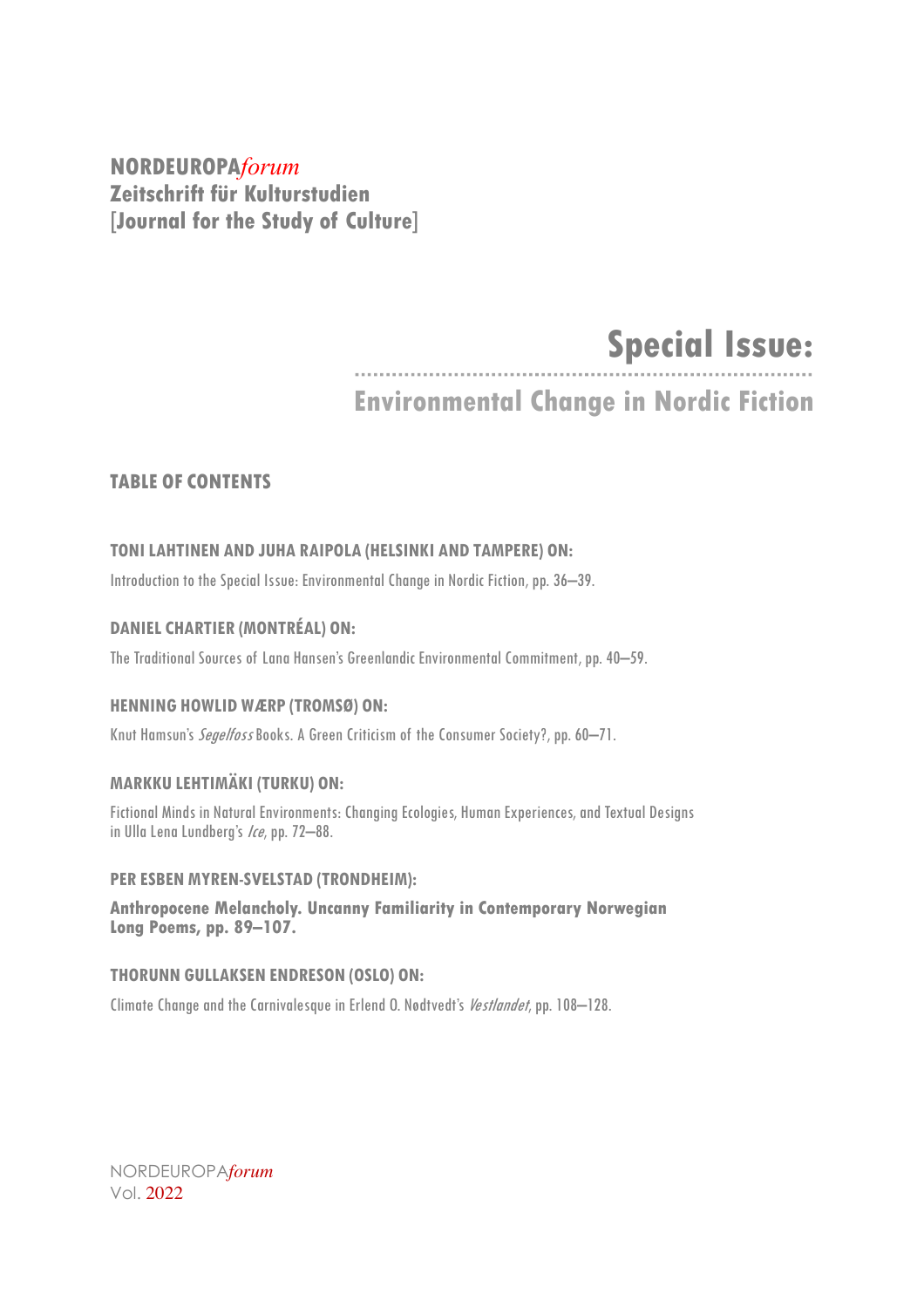**NORDEUROPA*forum***
**Zeitschrift für Kulturstudien**
**[Journal for the Study of Culture]**

# Special Issue:

## Environmental Change in Nordic Fiction

### TABLE OF CONTENTS

**TONI LAHTINEN AND JUHA RAIPOLA (HELSINKI AND TAMPERE) ON:**

Introduction to the Special Issue: Environmental Change in Nordic Fiction, pp. 36–39.

**DANIEL CHARTIER (MONTRÉAL) ON:**

The Traditional Sources of Lana Hansen's Greenlandic Environmental Commitment, pp. 40–59.

**HENNING HOWLID WÆRP (TROMSØ) ON:**

Knut Hamsun's *Segelfoss* Books. A Green Criticism of the Consumer Society?, pp. 60–71.

**MARKKU LEHTIMÄKI (TURKU) ON:**

Fictional Minds in Natural Environments: Changing Ecologies, Human Experiences, and Textual Designs in Ulla Lena Lundberg's *Ice*, pp. 72–88.

**PER ESBEN MYREN-SVELSTAD (TRONDHEIM):**

**Anthropocene Melancholy. Uncanny Familiarity in Contemporary Norwegian Long Poems, pp. 89–107.**

**THORUNN GULLAKSEN ENDRESON (OSLO) ON:**

Climate Change and the Carnivalesque in Erlend O. Nødtvedt's *Vestlandet*, pp. 108–128.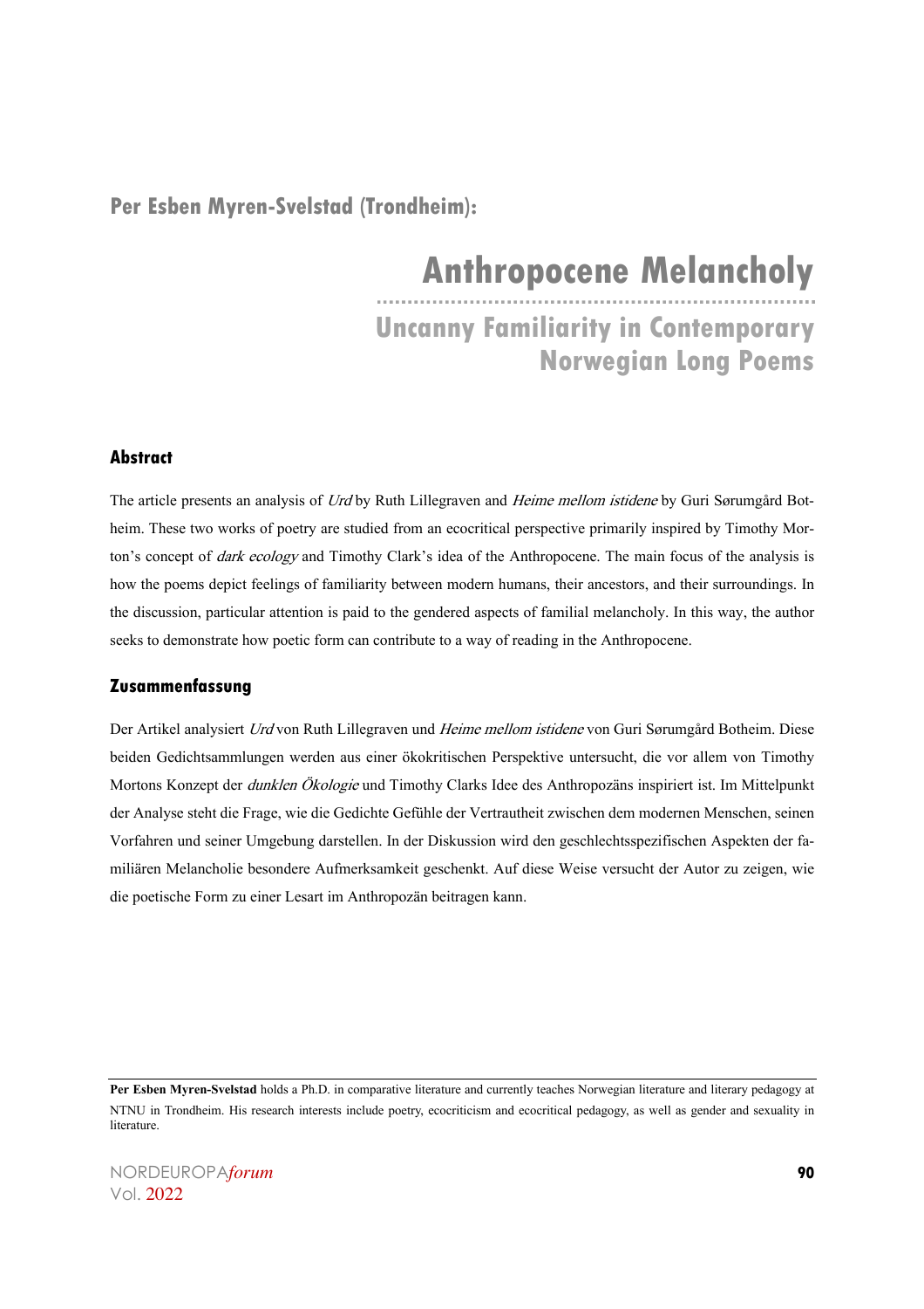**Per Esben Myren-Svelstad (Trondheim):**

# Anthropocene Melancholy

## Uncanny Familiarity in Contemporary Norwegian Long Poems

### Abstract

The article presents an analysis of *Urd* by Ruth Lillegraven and *Heime mellom istidene* by Guri Sørumgård Botheim. These two works of poetry are studied from an ecocritical perspective primarily inspired by Timothy Morton's concept of *dark ecology* and Timothy Clark's idea of the Anthropocene. The main focus of the analysis is how the poems depict feelings of familiarity between modern humans, their ancestors, and their surroundings. In the discussion, particular attention is paid to the gendered aspects of familial melancholy. In this way, the author seeks to demonstrate how poetic form can contribute to a way of reading in the Anthropocene.

### Zusammenfassung

Der Artikel analysiert *Urd* von Ruth Lillegraven und *Heime mellom istidene* von Guri Sørumgård Botheim. Diese beiden Gedichtsammlungen werden aus einer ökokritischen Perspektive untersucht, die vor allem von Timothy Mortons Konzept der *dunklen Ökologie* und Timothy Clarks Idee des Anthropozäns inspiriert ist. Im Mittelpunkt der Analyse steht die Frage, wie die Gedichte Gefühle der Vertrautheit zwischen dem modernen Menschen, seinen Vorfahren und seiner Umgebung darstellen. In der Diskussion wird den geschlechtsspezifischen Aspekten der familiären Melancholie besondere Aufmerksamkeit geschenkt. Auf diese Weise versucht der Autor zu zeigen, wie die poetische Form zu einer Lesart im Anthropozän beitragen kann.

---

**Per Esben Myren-Svelstad** holds a Ph.D. in comparative literature and currently teaches Norwegian literature and literary pedagogy at NTNU in Trondheim. His research interests include poetry, ecocriticism and ecocritical pedagogy, as well as gender and sexuality in literature.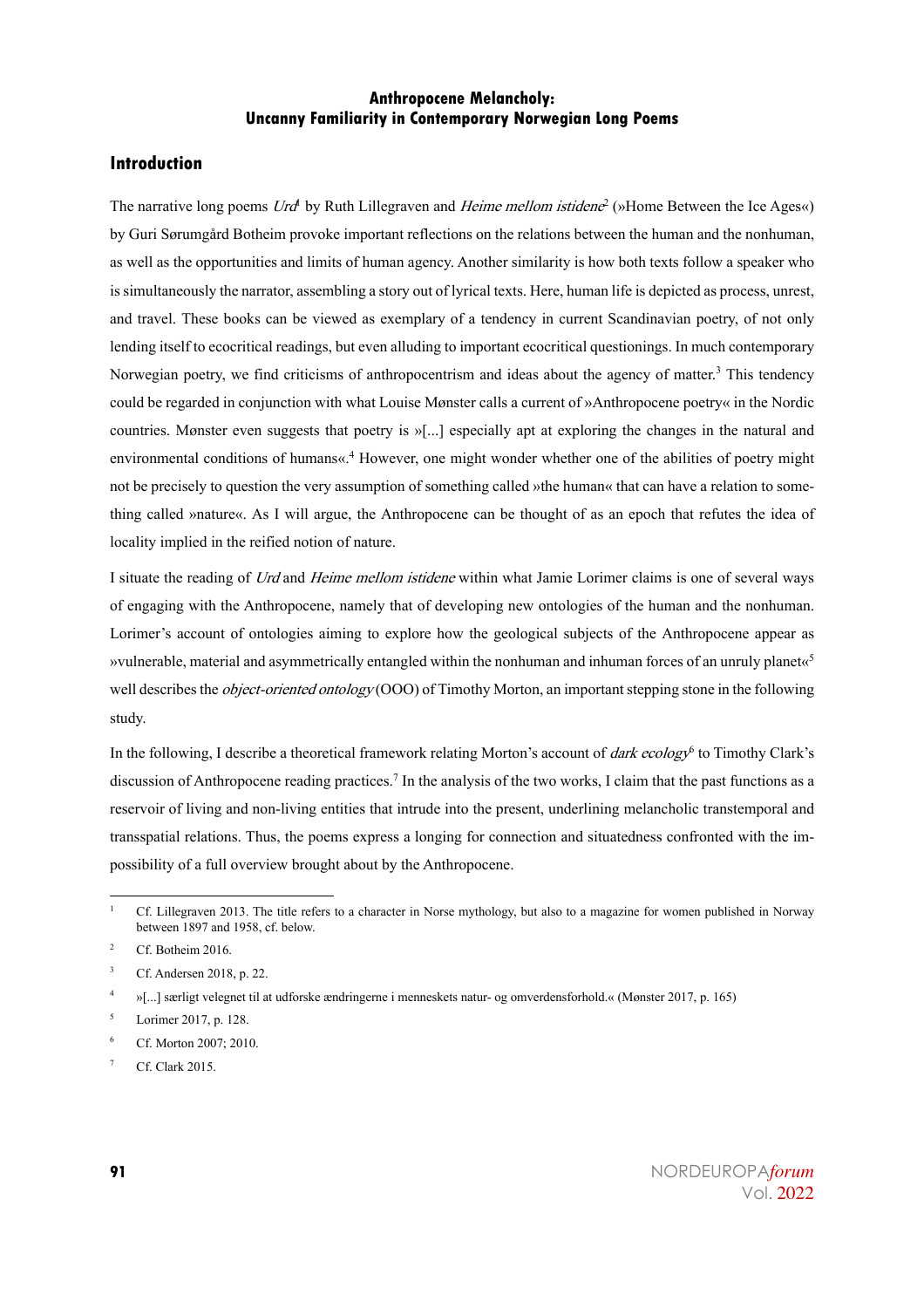**Anthropocene Melancholy:**
**Uncanny Familiarity in Contemporary Norwegian Long Poems**

## Introduction

The narrative long poems *Urd*[1] by Ruth Lillegraven and *Heime mellom istidene*[2] (»Home Between the Ice Ages«) by Guri Sørumgård Botheim provoke important reflections on the relations between the human and the nonhuman, as well as the opportunities and limits of human agency. Another similarity is how both texts follow a speaker who is simultaneously the narrator, assembling a story out of lyrical texts. Here, human life is depicted as process, unrest, and travel. These books can be viewed as exemplary of a tendency in current Scandinavian poetry, of not only lending itself to ecocritical readings, but even alluding to important ecocritical questionings. In much contemporary Norwegian poetry, we find criticisms of anthropocentrism and ideas about the agency of matter.[3] This tendency could be regarded in conjunction with what Louise Mønster calls a current of »Anthropocene poetry« in the Nordic countries. Mønster even suggests that poetry is »[...] especially apt at exploring the changes in the natural and environmental conditions of humans«.[4] However, one might wonder whether one of the abilities of poetry might not be precisely to question the very assumption of something called »the human« that can have a relation to something called »nature«. As I will argue, the Anthropocene can be thought of as an epoch that refutes the idea of locality implied in the reified notion of nature.

I situate the reading of *Urd* and *Heime mellom istidene* within what Jamie Lorimer claims is one of several ways of engaging with the Anthropocene, namely that of developing new ontologies of the human and the nonhuman. Lorimer's account of ontologies aiming to explore how the geological subjects of the Anthropocene appear as »vulnerable, material and asymmetrically entangled within the nonhuman and inhuman forces of an unruly planet«[5] well describes the *object-oriented ontology* (OOO) of Timothy Morton, an important stepping stone in the following study.

In the following, I describe a theoretical framework relating Morton's account of *dark ecology*[6] to Timothy Clark's discussion of Anthropocene reading practices.[7] In the analysis of the two works, I claim that the past functions as a reservoir of living and non-living entities that intrude into the present, underlining melancholic transtemporal and transspatial relations. Thus, the poems express a longing for connection and situatedness confronted with the impossibility of a full overview brought about by the Anthropocene.

---

[1] Cf. Lillegraven 2013. The title refers to a character in Norse mythology, but also to a magazine for women published in Norway between 1897 and 1958, cf. below.

[2] Cf. Botheim 2016.

[3] Cf. Andersen 2018, p. 22.

[4] »[...] særligt velegnet til at udforske ændringerne i menneskets natur- og omverdensforhold.« (Mønster 2017, p. 165)

[5] Lorimer 2017, p. 128.

[6] Cf. Morton 2007; 2010.

[7] Cf. Clark 2015.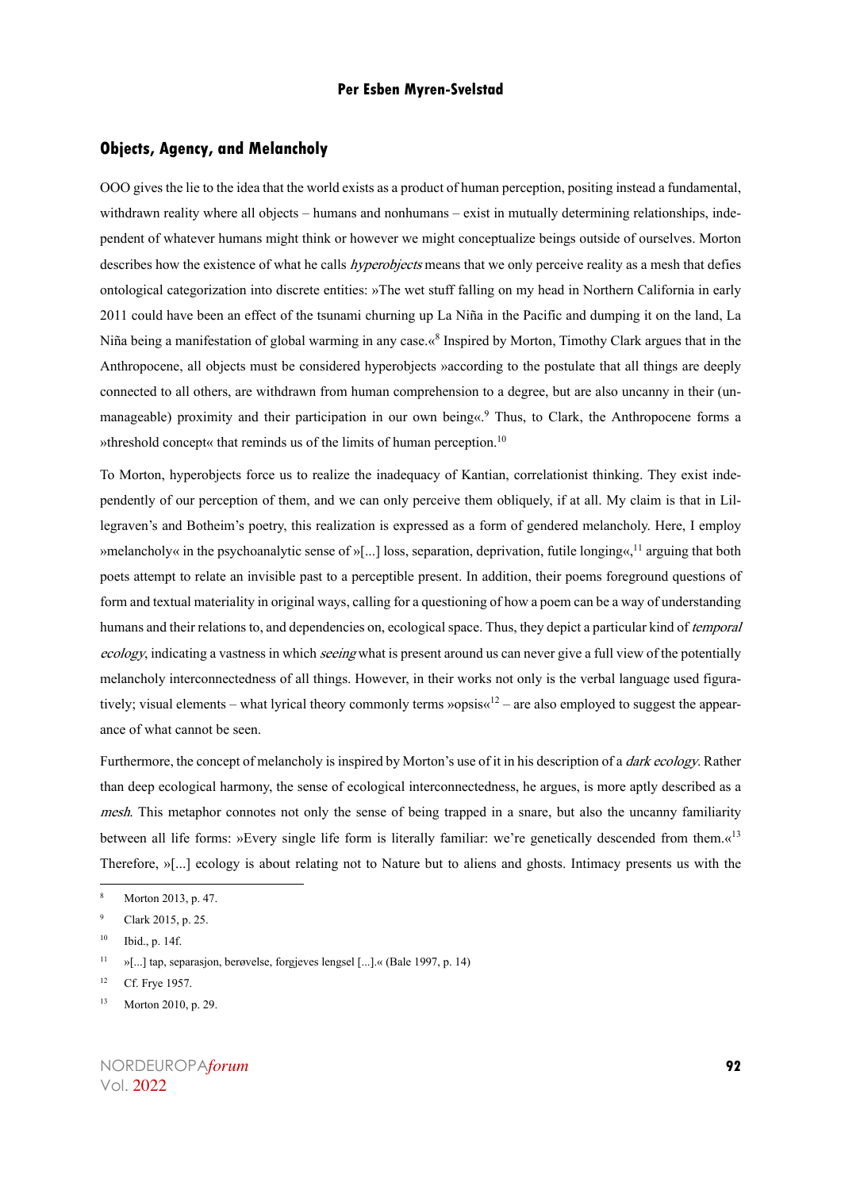## Objects, Agency, and Melancholy

OOO gives the lie to the idea that the world exists as a product of human perception, positing instead a fundamental, withdrawn reality where all objects – humans and nonhumans – exist in mutually determining relationships, independent of whatever humans might think or however we might conceptualize beings outside of ourselves. Morton describes how the existence of what he calls *hyperobjects* means that we only perceive reality as a mesh that defies ontological categorization into discrete entities: »The wet stuff falling on my head in Northern California in early 2011 could have been an effect of the tsunami churning up La Niña in the Pacific and dumping it on the land, La Niña being a manifestation of global warming in any case.«[8] Inspired by Morton, Timothy Clark argues that in the Anthropocene, all objects must be considered hyperobjects »according to the postulate that all things are deeply connected to all others, are withdrawn from human comprehension to a degree, but are also uncanny in their (unmanageable) proximity and their participation in our own being«.[9] Thus, to Clark, the Anthropocene forms a »threshold concept« that reminds us of the limits of human perception.[10]

To Morton, hyperobjects force us to realize the inadequacy of Kantian, correlationist thinking. They exist independently of our perception of them, and we can only perceive them obliquely, if at all. My claim is that in Lillegraven's and Botheim's poetry, this realization is expressed as a form of gendered melancholy. Here, I employ »melancholy« in the psychoanalytic sense of »[...] loss, separation, deprivation, futile longing«,[11] arguing that both poets attempt to relate an invisible past to a perceptible present. In addition, their poems foreground questions of form and textual materiality in original ways, calling for a questioning of how a poem can be a way of understanding humans and their relations to, and dependencies on, ecological space. Thus, they depict a particular kind of *temporal ecology*, indicating a vastness in which *seeing* what is present around us can never give a full view of the potentially melancholy interconnectedness of all things. However, in their works not only is the verbal language used figuratively; visual elements – what lyrical theory commonly terms »opsis«[12] – are also employed to suggest the appearance of what cannot be seen.

Furthermore, the concept of melancholy is inspired by Morton's use of it in his description of a *dark ecology*. Rather than deep ecological harmony, the sense of ecological interconnectedness, he argues, is more aptly described as a *mesh*. This metaphor connotes not only the sense of being trapped in a snare, but also the uncanny familiarity between all life forms: »Every single life form is literally familiar: we're genetically descended from them.«[13] Therefore, »[...] ecology is about relating not to Nature but to aliens and ghosts. Intimacy presents us with the

---

[8] Morton 2013, p. 47.

[9] Clark 2015, p. 25.

[10] Ibid., p. 14f.

[11] »[...] tap, separasjon, berøvelse, forgjeves lengsel [...].« (Bale 1997, p. 14)

[12] Cf. Frye 1957.

[13] Morton 2010, p. 29.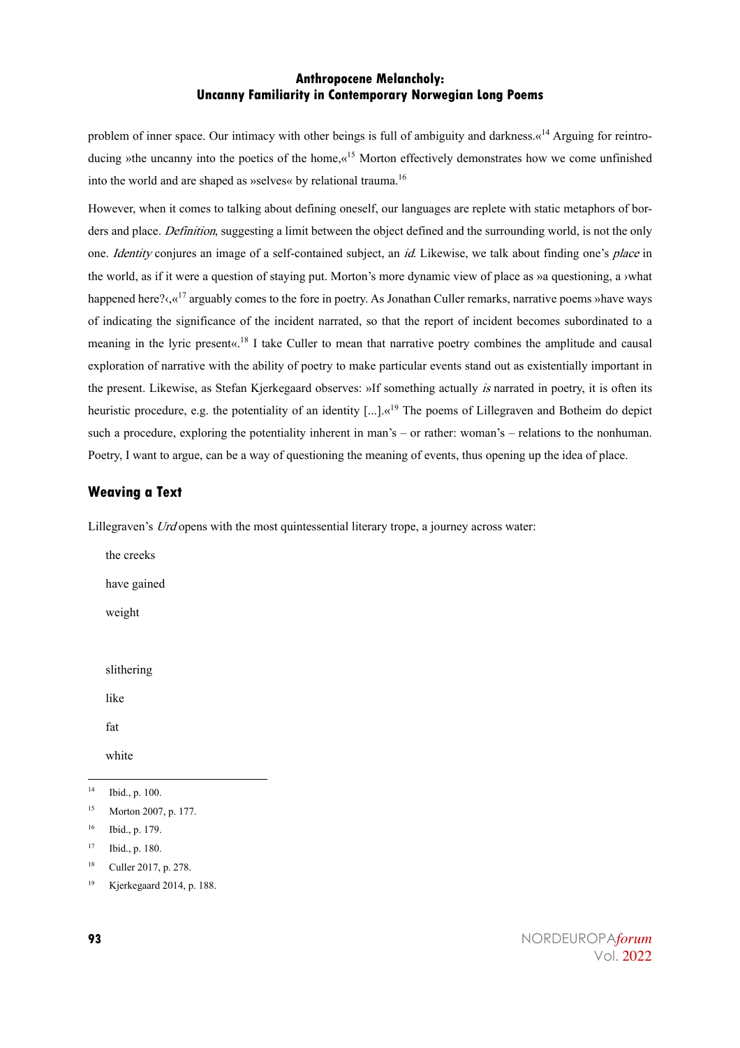problem of inner space. Our intimacy with other beings is full of ambiguity and darkness.«[14] Arguing for reintroducing »the uncanny into the poetics of the home,«[15] Morton effectively demonstrates how we come unfinished into the world and are shaped as »selves« by relational trauma.[16]

However, when it comes to talking about defining oneself, our languages are replete with static metaphors of borders and place. *Definition*, suggesting a limit between the object defined and the surrounding world, is not the only one. *Identity* conjures an image of a self-contained subject, an *id*. Likewise, we talk about finding one's *place* in the world, as if it were a question of staying put. Morton's more dynamic view of place as »a questioning, a ›what happened here?‹,«[17] arguably comes to the fore in poetry. As Jonathan Culler remarks, narrative poems »have ways of indicating the significance of the incident narrated, so that the report of incident becomes subordinated to a meaning in the lyric present«.[18] I take Culler to mean that narrative poetry combines the amplitude and causal exploration of narrative with the ability of poetry to make particular events stand out as existentially important in the present. Likewise, as Stefan Kjerkegaard observes: »If something actually *is* narrated in poetry, it is often its heuristic procedure, e.g. the potentiality of an identity [...].«[19] The poems of Lillegraven and Botheim do depict such a procedure, exploring the potentiality inherent in man's – or rather: woman's – relations to the nonhuman. Poetry, I want to argue, can be a way of questioning the meaning of events, thus opening up the idea of place.

## Weaving a Text

Lillegraven's *Urd* opens with the most quintessential literary trope, a journey across water:

> the creeks
>
> have gained
>
> weight
>
>
> slithering
>
> like
>
> fat
>
> white

---

[14] Ibid., p. 100.

[15] Morton 2007, p. 177.

[16] Ibid., p. 179.

[17] Ibid., p. 180.

[18] Culler 2017, p. 278.

[19] Kjerkegaard 2014, p. 188.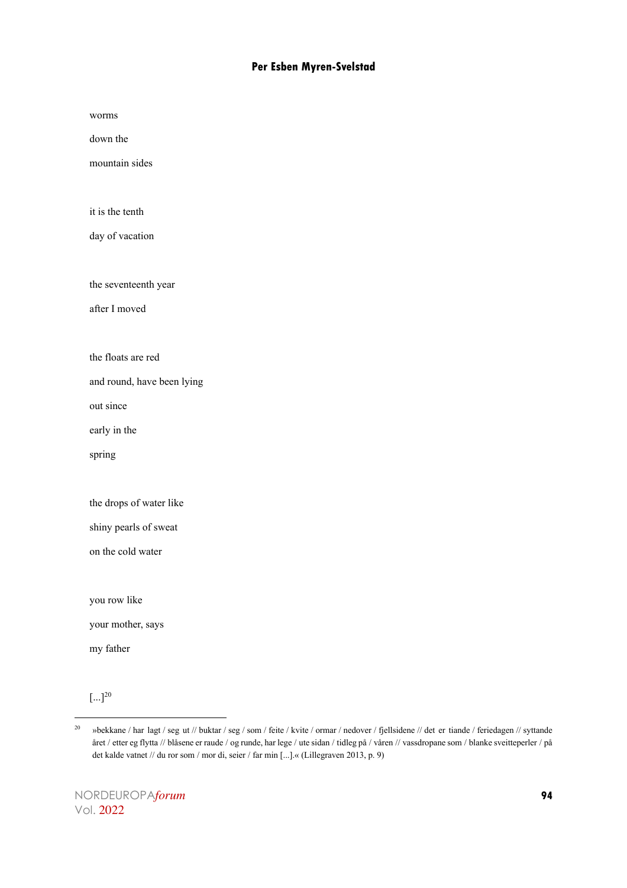worms

down the

mountain sides

it is the tenth

day of vacation

the seventeenth year

after I moved

the floats are red

and round, have been lying

out since

early in the

spring

the drops of water like

shiny pearls of sweat

on the cold water

you row like

your mother, says

my father

[...][20]

---

[20] »bekkane / har lagt / seg ut // buktar / seg / som / feite / kvite / ormar / nedover / fjellsidene // det er tiande / feriedagen // syttande året / etter eg flytta // blåsene er raude / og runde, har lege / ute sidan / tidleg på / våren // vassdropane som / blanke sveitteperler / på det kalde vatnet // du ror som / mor di, seier / far min [...].« (Lillegraven 2013, p. 9)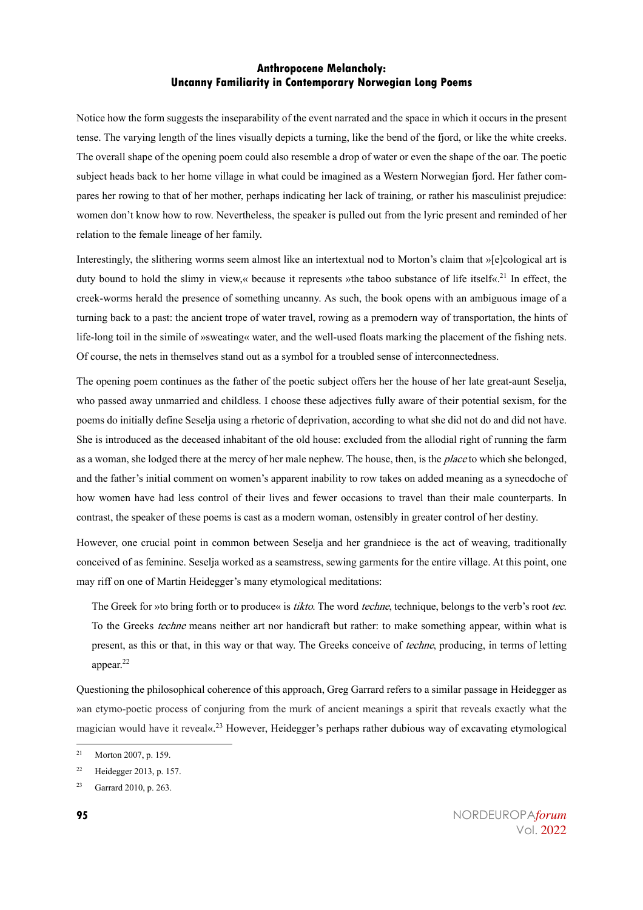Notice how the form suggests the inseparability of the event narrated and the space in which it occurs in the present tense. The varying length of the lines visually depicts a turning, like the bend of the fjord, or like the white creeks. The overall shape of the opening poem could also resemble a drop of water or even the shape of the oar. The poetic subject heads back to her home village in what could be imagined as a Western Norwegian fjord. Her father compares her rowing to that of her mother, perhaps indicating her lack of training, or rather his masculinist prejudice: women don't know how to row. Nevertheless, the speaker is pulled out from the lyric present and reminded of her relation to the female lineage of her family.

Interestingly, the slithering worms seem almost like an intertextual nod to Morton's claim that »[e]cological art is duty bound to hold the slimy in view,« because it represents »the taboo substance of life itself«.[21] In effect, the creek-worms herald the presence of something uncanny. As such, the book opens with an ambiguous image of a turning back to a past: the ancient trope of water travel, rowing as a premodern way of transportation, the hints of life-long toil in the simile of »sweating« water, and the well-used floats marking the placement of the fishing nets. Of course, the nets in themselves stand out as a symbol for a troubled sense of interconnectedness.

The opening poem continues as the father of the poetic subject offers her the house of her late great-aunt Seselja, who passed away unmarried and childless. I choose these adjectives fully aware of their potential sexism, for the poems do initially define Seselja using a rhetoric of deprivation, according to what she did not do and did not have. She is introduced as the deceased inhabitant of the old house: excluded from the allodial right of running the farm as a woman, she lodged there at the mercy of her male nephew. The house, then, is the *place* to which she belonged, and the father's initial comment on women's apparent inability to row takes on added meaning as a synecdoche of how women have had less control of their lives and fewer occasions to travel than their male counterparts. In contrast, the speaker of these poems is cast as a modern woman, ostensibly in greater control of her destiny.

However, one crucial point in common between Seselja and her grandniece is the act of weaving, traditionally conceived of as feminine. Seselja worked as a seamstress, sewing garments for the entire village. At this point, one may riff on one of Martin Heidegger's many etymological meditations:

> The Greek for »to bring forth or to produce« is *tikto*. The word *techne*, technique, belongs to the verb's root *tec*. To the Greeks *techne* means neither art nor handicraft but rather: to make something appear, within what is present, as this or that, in this way or that way. The Greeks conceive of *techne*, producing, in terms of letting appear.[22]

Questioning the philosophical coherence of this approach, Greg Garrard refers to a similar passage in Heidegger as »an etymo-poetic process of conjuring from the murk of ancient meanings a spirit that reveals exactly what the magician would have it reveal«.[23] However, Heidegger's perhaps rather dubious way of excavating etymological

---

[21] Morton 2007, p. 159.

[22] Heidegger 2013, p. 157.

[23] Garrard 2010, p. 263.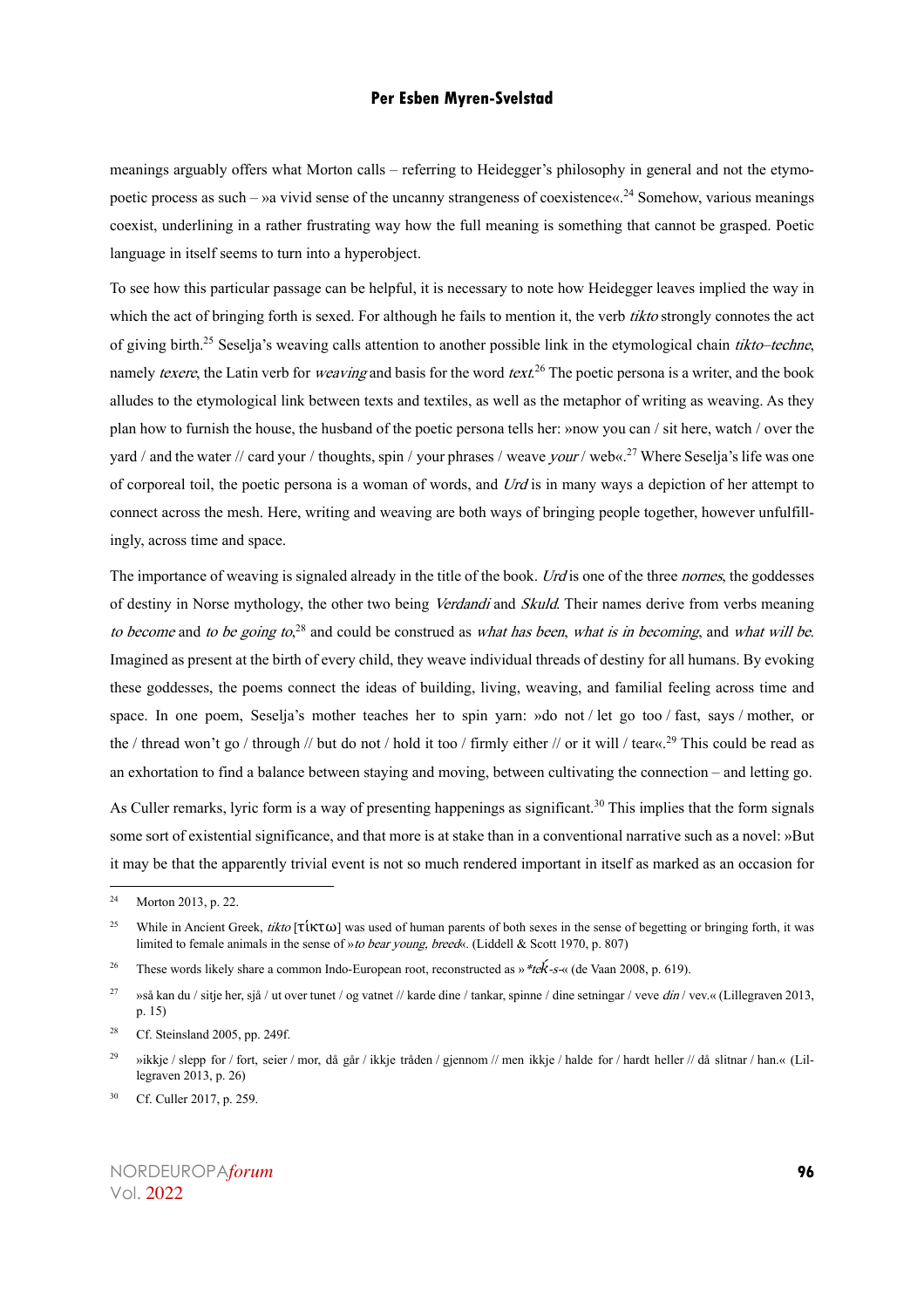meanings arguably offers what Morton calls – referring to Heidegger's philosophy in general and not the etymopoetic process as such – »a vivid sense of the uncanny strangeness of coexistence«.[24] Somehow, various meanings coexist, underlining in a rather frustrating way how the full meaning is something that cannot be grasped. Poetic language in itself seems to turn into a hyperobject.

To see how this particular passage can be helpful, it is necessary to note how Heidegger leaves implied the way in which the act of bringing forth is sexed. For although he fails to mention it, the verb *tikto* strongly connotes the act of giving birth.[25] Seselja's weaving calls attention to another possible link in the etymological chain *tikto–techne*, namely *texere*, the Latin verb for *weaving* and basis for the word *text*.[26] The poetic persona is a writer, and the book alludes to the etymological link between texts and textiles, as well as the metaphor of writing as weaving. As they plan how to furnish the house, the husband of the poetic persona tells her: »now you can / sit here, watch / over the yard / and the water // card your / thoughts, spin / your phrases / weave *your* / web«.[27] Where Seselja's life was one of corporeal toil, the poetic persona is a woman of words, and *Urd* is in many ways a depiction of her attempt to connect across the mesh. Here, writing and weaving are both ways of bringing people together, however unfulfillingly, across time and space.

The importance of weaving is signaled already in the title of the book. *Urd* is one of the three *nornes*, the goddesses of destiny in Norse mythology, the other two being *Verdandi* and *Skuld*. Their names derive from verbs meaning *to become* and *to be going to*,[28] and could be construed as *what has been*, *what is in becoming*, and *what will be*. Imagined as present at the birth of every child, they weave individual threads of destiny for all humans. By evoking these goddesses, the poems connect the ideas of building, living, weaving, and familial feeling across time and space. In one poem, Seselja's mother teaches her to spin yarn: »do not / let go too / fast, says / mother, or the / thread won't go / through // but do not / hold it too / firmly either // or it will / tear«.[29] This could be read as an exhortation to find a balance between staying and moving, between cultivating the connection – and letting go.

As Culler remarks, lyric form is a way of presenting happenings as significant.[30] This implies that the form signals some sort of existential significance, and that more is at stake than in a conventional narrative such as a novel: »But it may be that the apparently trivial event is not so much rendered important in itself as marked as an occasion for

---

[24] Morton 2013, p. 22.

[25] While in Ancient Greek, *tikto* [τίκτω] was used of human parents of both sexes in the sense of begetting or bringing forth, it was limited to female animals in the sense of »*to bear young, breed*«. (Liddell & Scott 1970, p. 807)

[26] These words likely share a common Indo-European root, reconstructed as »*\*teḱ-s-*« (de Vaan 2008, p. 619).

[27] »så kan du / sitje her, sjå / ut over tunet / og vatnet // karde dine / tankar, spinne / dine setningar / veve *din* / vev.« (Lillegraven 2013, p. 15)

[28] Cf. Steinsland 2005, pp. 249f.

[29] »ikkje / slepp for / fort, seier / mor, då går / ikkje tråden / gjennom // men ikkje / halde for / hardt heller // då slitnar / han.« (Lillegraven 2013, p. 26)

[30] Cf. Culler 2017, p. 259.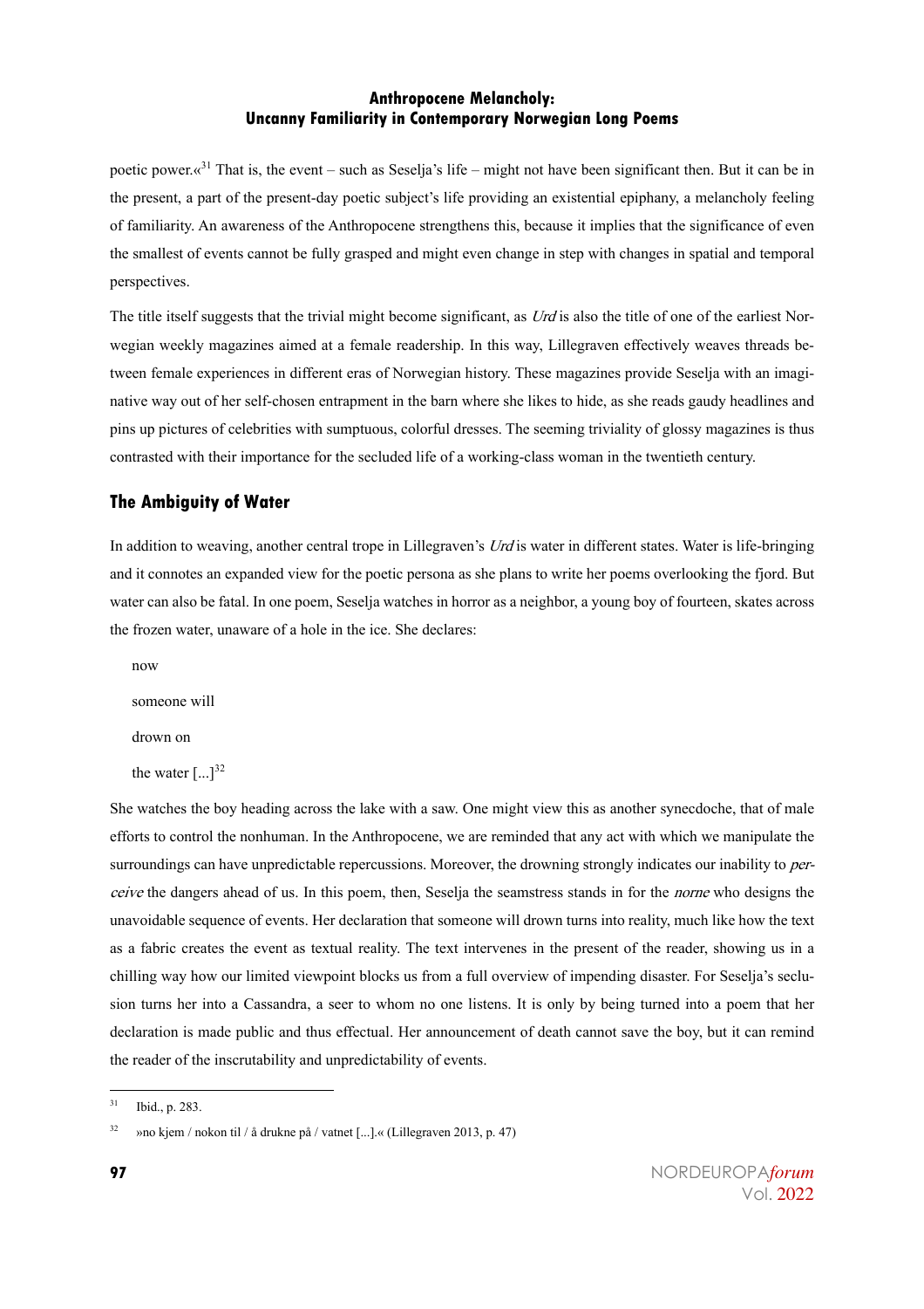poetic power.«[31] That is, the event – such as Seselja's life – might not have been significant then. But it can be in the present, a part of the present-day poetic subject's life providing an existential epiphany, a melancholy feeling of familiarity. An awareness of the Anthropocene strengthens this, because it implies that the significance of even the smallest of events cannot be fully grasped and might even change in step with changes in spatial and temporal perspectives.

The title itself suggests that the trivial might become significant, as *Urd* is also the title of one of the earliest Norwegian weekly magazines aimed at a female readership. In this way, Lillegraven effectively weaves threads between female experiences in different eras of Norwegian history. These magazines provide Seselja with an imaginative way out of her self-chosen entrapment in the barn where she likes to hide, as she reads gaudy headlines and pins up pictures of celebrities with sumptuous, colorful dresses. The seeming triviality of glossy magazines is thus contrasted with their importance for the secluded life of a working-class woman in the twentieth century.

## The Ambiguity of Water

In addition to weaving, another central trope in Lillegraven's *Urd* is water in different states. Water is life-bringing and it connotes an expanded view for the poetic persona as she plans to write her poems overlooking the fjord. But water can also be fatal. In one poem, Seselja watches in horror as a neighbor, a young boy of fourteen, skates across the frozen water, unaware of a hole in the ice. She declares:

> now
>
> someone will
>
> drown on
>
> the water [...][32]

She watches the boy heading across the lake with a saw. One might view this as another synecdoche, that of male efforts to control the nonhuman. In the Anthropocene, we are reminded that any act with which we manipulate the surroundings can have unpredictable repercussions. Moreover, the drowning strongly indicates our inability to *perceive* the dangers ahead of us. In this poem, then, Seselja the seamstress stands in for the *norne* who designs the unavoidable sequence of events. Her declaration that someone will drown turns into reality, much like how the text as a fabric creates the event as textual reality. The text intervenes in the present of the reader, showing us in a chilling way how our limited viewpoint blocks us from a full overview of impending disaster. For Seselja's seclusion turns her into a Cassandra, a seer to whom no one listens. It is only by being turned into a poem that her declaration is made public and thus effectual. Her announcement of death cannot save the boy, but it can remind the reader of the inscrutability and unpredictability of events.

---

[31] Ibid., p. 283.

[32] »no kjem / nokon til / å drukne på / vatnet [...].« (Lillegraven 2013, p. 47)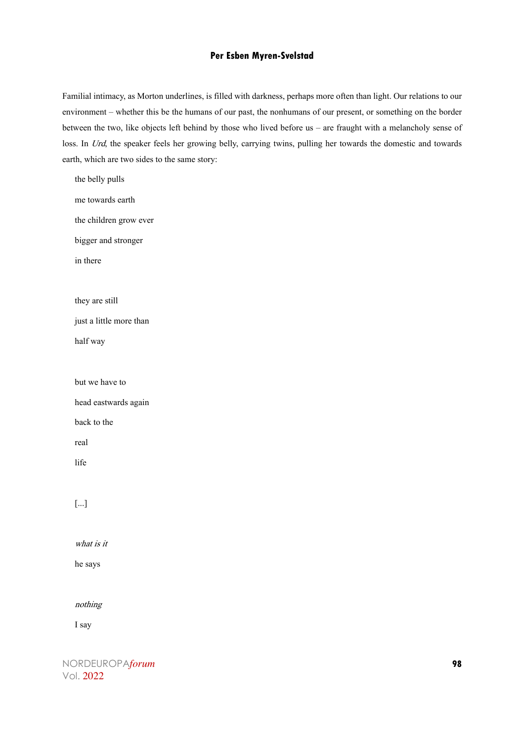Familial intimacy, as Morton underlines, is filled with darkness, perhaps more often than light. Our relations to our environment – whether this be the humans of our past, the nonhumans of our present, or something on the border between the two, like objects left behind by those who lived before us – are fraught with a melancholy sense of loss. In *Urd*, the speaker feels her growing belly, carrying twins, pulling her towards the domestic and towards earth, which are two sides to the same story:

> the belly pulls
>
> me towards earth
>
> the children grow ever
>
> bigger and stronger
>
> in there
>
>
> they are still
>
> just a little more than
>
> half way
>
>
> but we have to
>
> head eastwards again
>
> back to the
>
> real
>
> life
>
>
> [...]
>
>
> *what is it*
>
> he says
>
>
> *nothing*
>
> I say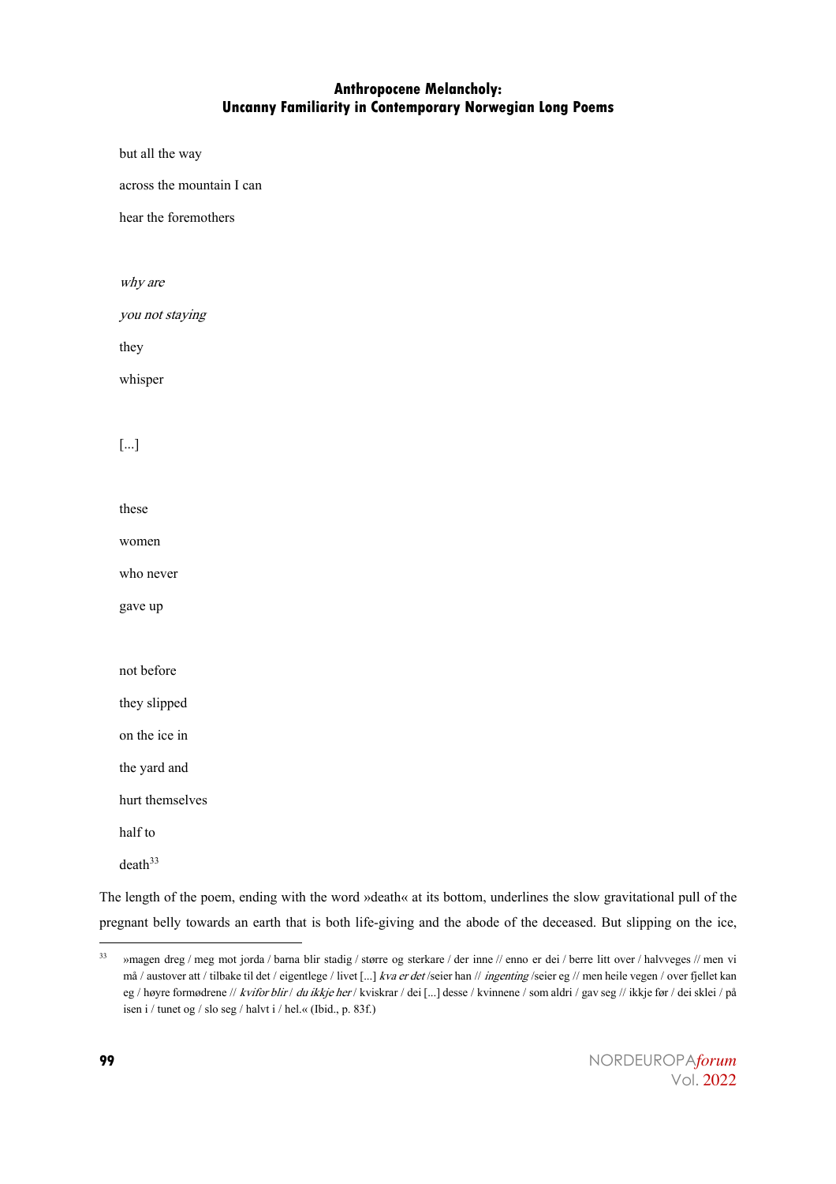but all the way

across the mountain I can

hear the foremothers

*why are*

*you not staying*

they

whisper

[...]

these

women

who never

gave up

not before

they slipped

on the ice in

the yard and

hurt themselves

half to

death[33]

The length of the poem, ending with the word »death« at its bottom, underlines the slow gravitational pull of the pregnant belly towards an earth that is both life-giving and the abode of the deceased. But slipping on the ice,

---

[33] »magen dreg / meg mot jorda / barna blir stadig / større og sterkare / der inne // enno er dei / berre litt over / halvveges // men vi må / austover att / tilbake til det / eigentlege / livet [...] *kva er det* /seier han // *ingenting* /seier eg // men heile vegen / over fjellet kan eg / høyre formødrene // *kvifor blir* / *du ikkje her* / kviskrar / dei [...] desse / kvinnene / som aldri / gav seg // ikkje før / dei sklei / på isen i / tunet og / slo seg / halvt i / hel.« (Ibid., p. 83f.)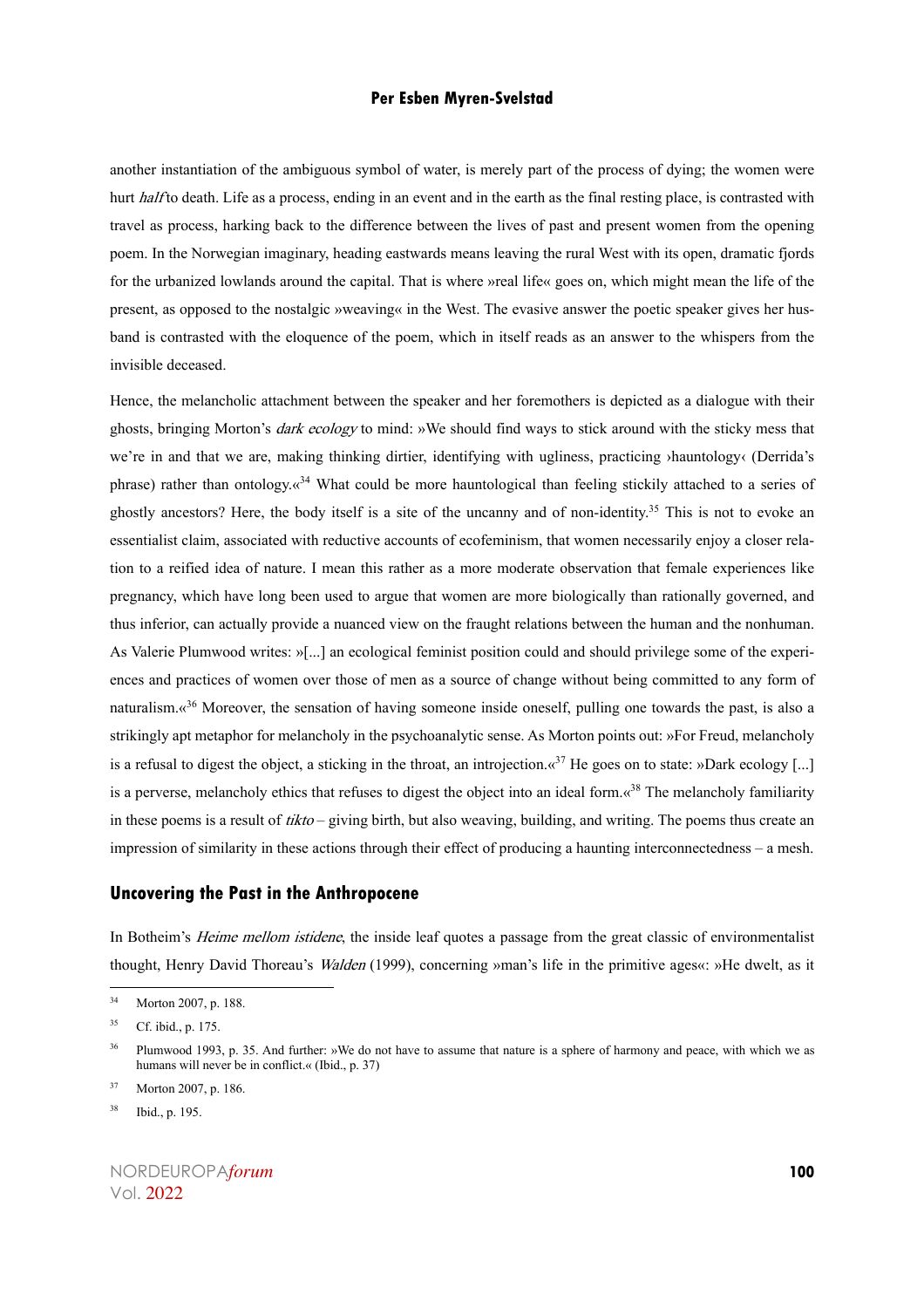another instantiation of the ambiguous symbol of water, is merely part of the process of dying; the women were hurt *half* to death. Life as a process, ending in an event and in the earth as the final resting place, is contrasted with travel as process, harking back to the difference between the lives of past and present women from the opening poem. In the Norwegian imaginary, heading eastwards means leaving the rural West with its open, dramatic fjords for the urbanized lowlands around the capital. That is where »real life« goes on, which might mean the life of the present, as opposed to the nostalgic »weaving« in the West. The evasive answer the poetic speaker gives her husband is contrasted with the eloquence of the poem, which in itself reads as an answer to the whispers from the invisible deceased.

Hence, the melancholic attachment between the speaker and her foremothers is depicted as a dialogue with their ghosts, bringing Morton's *dark ecology* to mind: »We should find ways to stick around with the sticky mess that we're in and that we are, making thinking dirtier, identifying with ugliness, practicing ›hauntology‹ (Derrida's phrase) rather than ontology.«[34] What could be more hauntological than feeling stickily attached to a series of ghostly ancestors? Here, the body itself is a site of the uncanny and of non-identity.[35] This is not to evoke an essentialist claim, associated with reductive accounts of ecofeminism, that women necessarily enjoy a closer relation to a reified idea of nature. I mean this rather as a more moderate observation that female experiences like pregnancy, which have long been used to argue that women are more biologically than rationally governed, and thus inferior, can actually provide a nuanced view on the fraught relations between the human and the nonhuman. As Valerie Plumwood writes: »[...] an ecological feminist position could and should privilege some of the experiences and practices of women over those of men as a source of change without being committed to any form of naturalism.«[36] Moreover, the sensation of having someone inside oneself, pulling one towards the past, is also a strikingly apt metaphor for melancholy in the psychoanalytic sense. As Morton points out: »For Freud, melancholy is a refusal to digest the object, a sticking in the throat, an introjection.«[37] He goes on to state: »Dark ecology [...] is a perverse, melancholy ethics that refuses to digest the object into an ideal form.«[38] The melancholy familiarity in these poems is a result of *tikto* – giving birth, but also weaving, building, and writing. The poems thus create an impression of similarity in these actions through their effect of producing a haunting interconnectedness – a mesh.

## Uncovering the Past in the Anthropocene

In Botheim's *Heime mellom istidene*, the inside leaf quotes a passage from the great classic of environmentalist thought, Henry David Thoreau's *Walden* (1999), concerning »man's life in the primitive ages«: »He dwelt, as it

---

[34] Morton 2007, p. 188.

[35] Cf. ibid., p. 175.

[36] Plumwood 1993, p. 35. And further: »We do not have to assume that nature is a sphere of harmony and peace, with which we as humans will never be in conflict.« (Ibid., p. 37)

[37] Morton 2007, p. 186.

[38] Ibid., p. 195.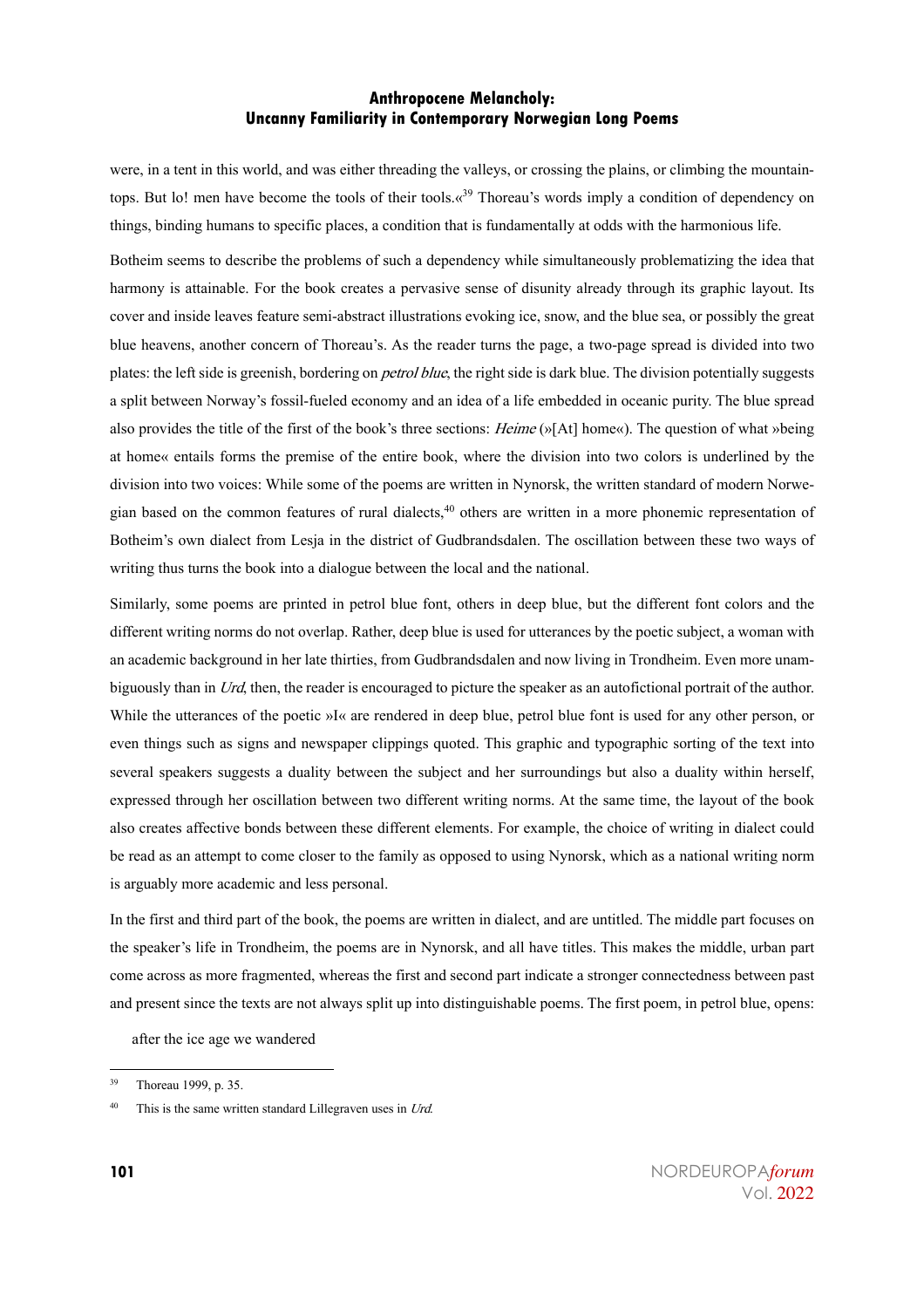were, in a tent in this world, and was either threading the valleys, or crossing the plains, or climbing the mountain-tops. But lo! men have become the tools of their tools.«[39] Thoreau's words imply a condition of dependency on things, binding humans to specific places, a condition that is fundamentally at odds with the harmonious life.

Botheim seems to describe the problems of such a dependency while simultaneously problematizing the idea that harmony is attainable. For the book creates a pervasive sense of disunity already through its graphic layout. Its cover and inside leaves feature semi-abstract illustrations evoking ice, snow, and the blue sea, or possibly the great blue heavens, another concern of Thoreau's. As the reader turns the page, a two-page spread is divided into two plates: the left side is greenish, bordering on *petrol blue*, the right side is dark blue. The division potentially suggests a split between Norway's fossil-fueled economy and an idea of a life embedded in oceanic purity. The blue spread also provides the title of the first of the book's three sections: *Heime* (»[At] home«). The question of what »being at home« entails forms the premise of the entire book, where the division into two colors is underlined by the division into two voices: While some of the poems are written in Nynorsk, the written standard of modern Norwegian based on the common features of rural dialects,[40] others are written in a more phonemic representation of Botheim's own dialect from Lesja in the district of Gudbrandsdalen. The oscillation between these two ways of writing thus turns the book into a dialogue between the local and the national.

Similarly, some poems are printed in petrol blue font, others in deep blue, but the different font colors and the different writing norms do not overlap. Rather, deep blue is used for utterances by the poetic subject, a woman with an academic background in her late thirties, from Gudbrandsdalen and now living in Trondheim. Even more unambiguously than in *Urd*, then, the reader is encouraged to picture the speaker as an autofictional portrait of the author. While the utterances of the poetic »I« are rendered in deep blue, petrol blue font is used for any other person, or even things such as signs and newspaper clippings quoted. This graphic and typographic sorting of the text into several speakers suggests a duality between the subject and her surroundings but also a duality within herself, expressed through her oscillation between two different writing norms. At the same time, the layout of the book also creates affective bonds between these different elements. For example, the choice of writing in dialect could be read as an attempt to come closer to the family as opposed to using Nynorsk, which as a national writing norm is arguably more academic and less personal.

In the first and third part of the book, the poems are written in dialect, and are untitled. The middle part focuses on the speaker's life in Trondheim, the poems are in Nynorsk, and all have titles. This makes the middle, urban part come across as more fragmented, whereas the first and second part indicate a stronger connectedness between past and present since the texts are not always split up into distinguishable poems. The first poem, in petrol blue, opens:

> after the ice age we wandered

---

[39] Thoreau 1999, p. 35.

[40] This is the same written standard Lillegraven uses in *Urd*.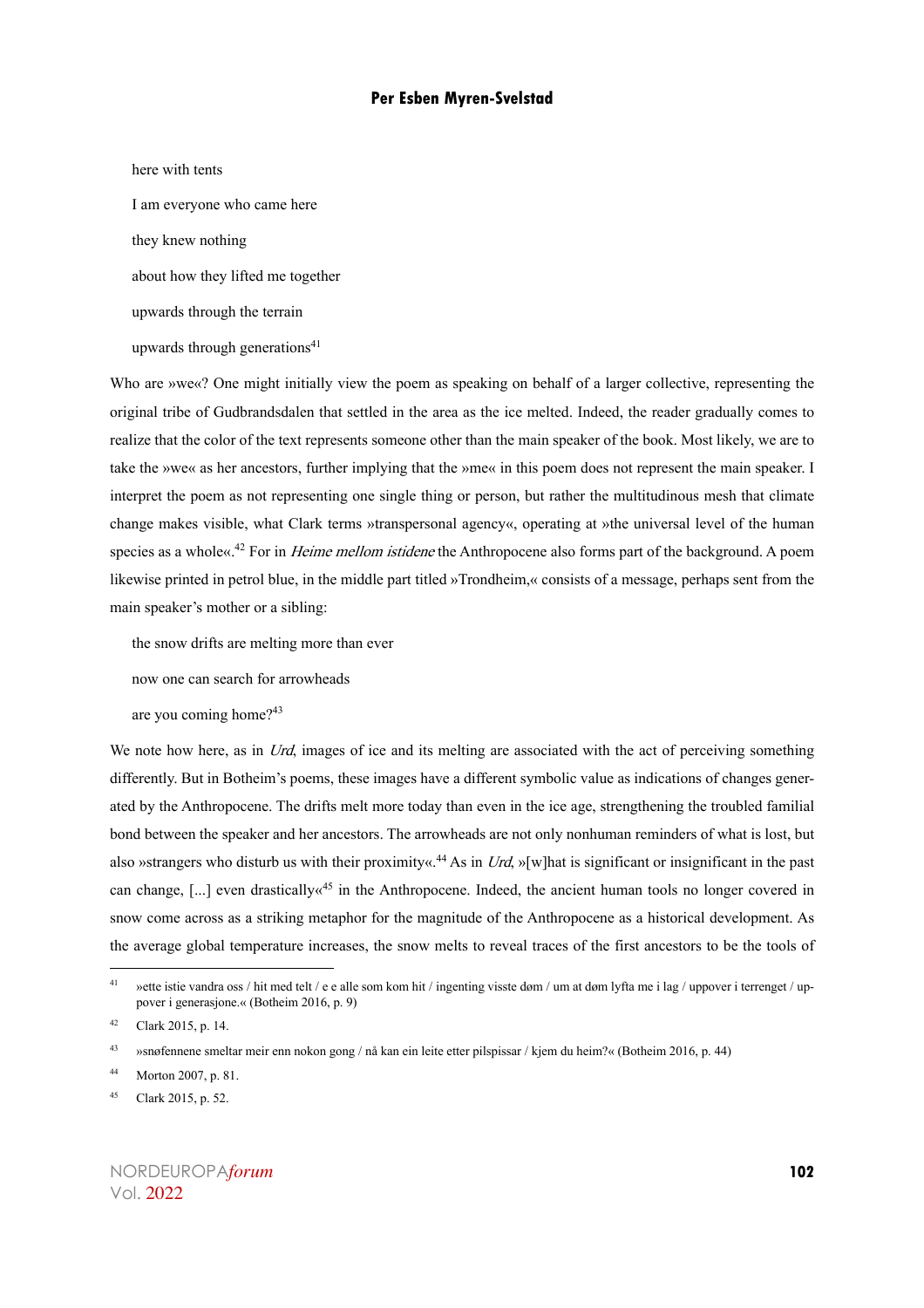here with tents

I am everyone who came here

they knew nothing

about how they lifted me together

upwards through the terrain

upwards through generations[41]

Who are »we«? One might initially view the poem as speaking on behalf of a larger collective, representing the original tribe of Gudbrandsdalen that settled in the area as the ice melted. Indeed, the reader gradually comes to realize that the color of the text represents someone other than the main speaker of the book. Most likely, we are to take the »we« as her ancestors, further implying that the »me« in this poem does not represent the main speaker. I interpret the poem as not representing one single thing or person, but rather the multitudinous mesh that climate change makes visible, what Clark terms »transpersonal agency«, operating at »the universal level of the human species as a whole«.[42] For in *Heime mellom istidene* the Anthropocene also forms part of the background. A poem likewise printed in petrol blue, in the middle part titled »Trondheim,« consists of a message, perhaps sent from the main speaker's mother or a sibling:

the snow drifts are melting more than ever

now one can search for arrowheads

are you coming home?[43]

We note how here, as in *Urd*, images of ice and its melting are associated with the act of perceiving something differently. But in Botheim's poems, these images have a different symbolic value as indications of changes generated by the Anthropocene. The drifts melt more today than even in the ice age, strengthening the troubled familial bond between the speaker and her ancestors. The arrowheads are not only nonhuman reminders of what is lost, but also »strangers who disturb us with their proximity«.[44] As in *Urd*, »[w]hat is significant or insignificant in the past can change, [...] even drastically«[45] in the Anthropocene. Indeed, the ancient human tools no longer covered in snow come across as a striking metaphor for the magnitude of the Anthropocene as a historical development. As the average global temperature increases, the snow melts to reveal traces of the first ancestors to be the tools of

---

[41] »ette istie vandra oss / hit med telt / e e alle som kom hit / ingenting visste døm / um at døm lyfta me i lag / uppover i terrenget / uppover i generasjone.« (Botheim 2016, p. 9)

[42] Clark 2015, p. 14.

[43] »snøfennene smeltar meir enn nokon gong / nå kan ein leite etter pilspissar / kjem du heim?« (Botheim 2016, p. 44)

[44] Morton 2007, p. 81.

[45] Clark 2015, p. 52.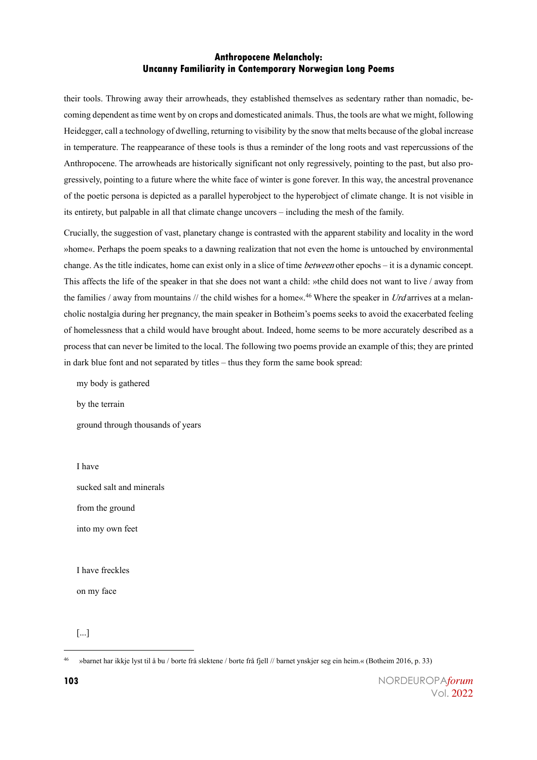their tools. Throwing away their arrowheads, they established themselves as sedentary rather than nomadic, becoming dependent as time went by on crops and domesticated animals. Thus, the tools are what we might, following Heidegger, call a technology of dwelling, returning to visibility by the snow that melts because of the global increase in temperature. The reappearance of these tools is thus a reminder of the long roots and vast repercussions of the Anthropocene. The arrowheads are historically significant not only regressively, pointing to the past, but also progressively, pointing to a future where the white face of winter is gone forever. In this way, the ancestral provenance of the poetic persona is depicted as a parallel hyperobject to the hyperobject of climate change. It is not visible in its entirety, but palpable in all that climate change uncovers – including the mesh of the family.

Crucially, the suggestion of vast, planetary change is contrasted with the apparent stability and locality in the word »home«. Perhaps the poem speaks to a dawning realization that not even the home is untouched by environmental change. As the title indicates, home can exist only in a slice of time *between* other epochs – it is a dynamic concept. This affects the life of the speaker in that she does not want a child: »the child does not want to live / away from the families / away from mountains // the child wishes for a home«.[46] Where the speaker in *Urd* arrives at a melancholic nostalgia during her pregnancy, the main speaker in Botheim's poems seeks to avoid the exacerbated feeling of homelessness that a child would have brought about. Indeed, home seems to be more accurately described as a process that can never be limited to the local. The following two poems provide an example of this; they are printed in dark blue font and not separated by titles – thus they form the same book spread:

> my body is gathered
>
> by the terrain
>
> ground through thousands of years
>
>
> I have
>
> sucked salt and minerals
>
> from the ground
>
> into my own feet
>
>
> I have freckles
>
> on my face
>
>
> [...]

---

[46] »barnet har ikkje lyst til å bu / borte frå slektene / borte frå fjell // barnet ynskjer seg ein heim.« (Botheim 2016, p. 33)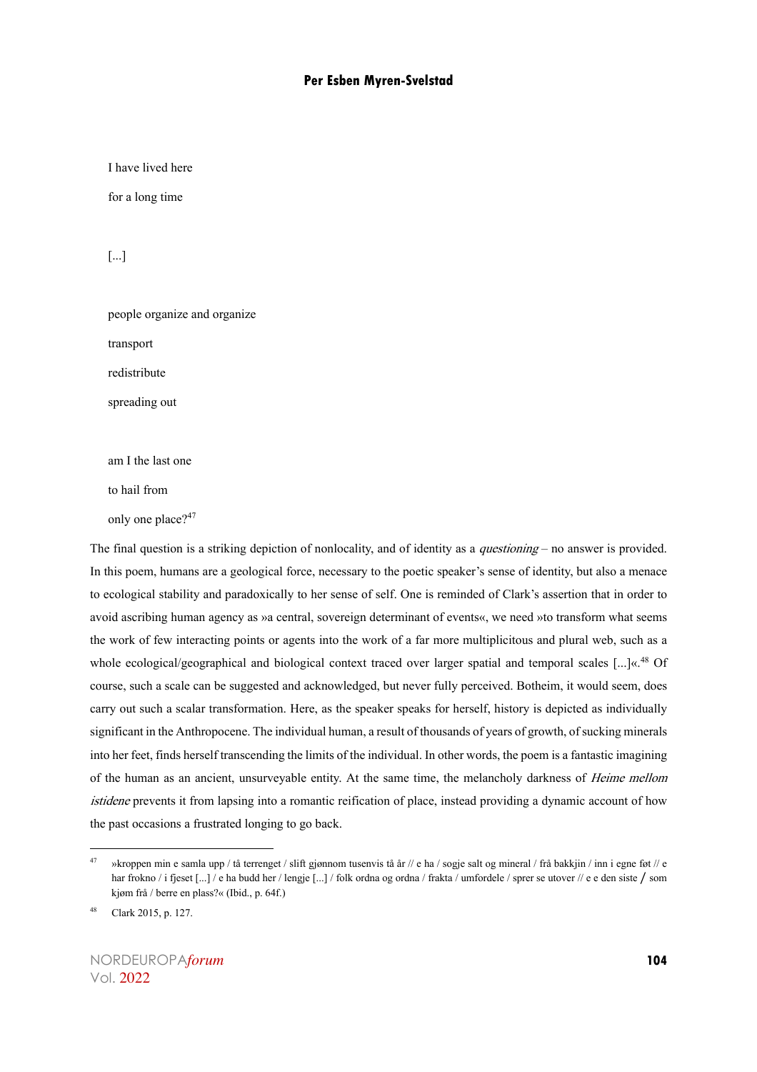I have lived here

for a long time

[...]

people organize and organize

transport

redistribute

spreading out

am I the last one

to hail from

only one place?[47]

The final question is a striking depiction of nonlocality, and of identity as a *questioning* – no answer is provided. In this poem, humans are a geological force, necessary to the poetic speaker's sense of identity, but also a menace to ecological stability and paradoxically to her sense of self. One is reminded of Clark's assertion that in order to avoid ascribing human agency as »a central, sovereign determinant of events«, we need »to transform what seems the work of few interacting points or agents into the work of a far more multiplicitous and plural web, such as a whole ecological/geographical and biological context traced over larger spatial and temporal scales [...]«.[48] Of course, such a scale can be suggested and acknowledged, but never fully perceived. Botheim, it would seem, does carry out such a scalar transformation. Here, as the speaker speaks for herself, history is depicted as individually significant in the Anthropocene. The individual human, a result of thousands of years of growth, of sucking minerals into her feet, finds herself transcending the limits of the individual. In other words, the poem is a fantastic imagining of the human as an ancient, unsurveyable entity. At the same time, the melancholy darkness of *Heime mellom istidene* prevents it from lapsing into a romantic reification of place, instead providing a dynamic account of how the past occasions a frustrated longing to go back.

---

[47] »kroppen min e samla upp / tå terrenget / slift gjønnom tusenvis tå år // e ha / sogje salt og mineral / frå bakkjin / inn i egne føt // e har frokno / i fjeset [...] / e ha budd her / lengje [...] / folk ordna og ordna / frakta / umfordele / sprer se utover // e e den siste / som kjøm frå / berre en plass?« (Ibid., p. 64f.)

[48] Clark 2015, p. 127.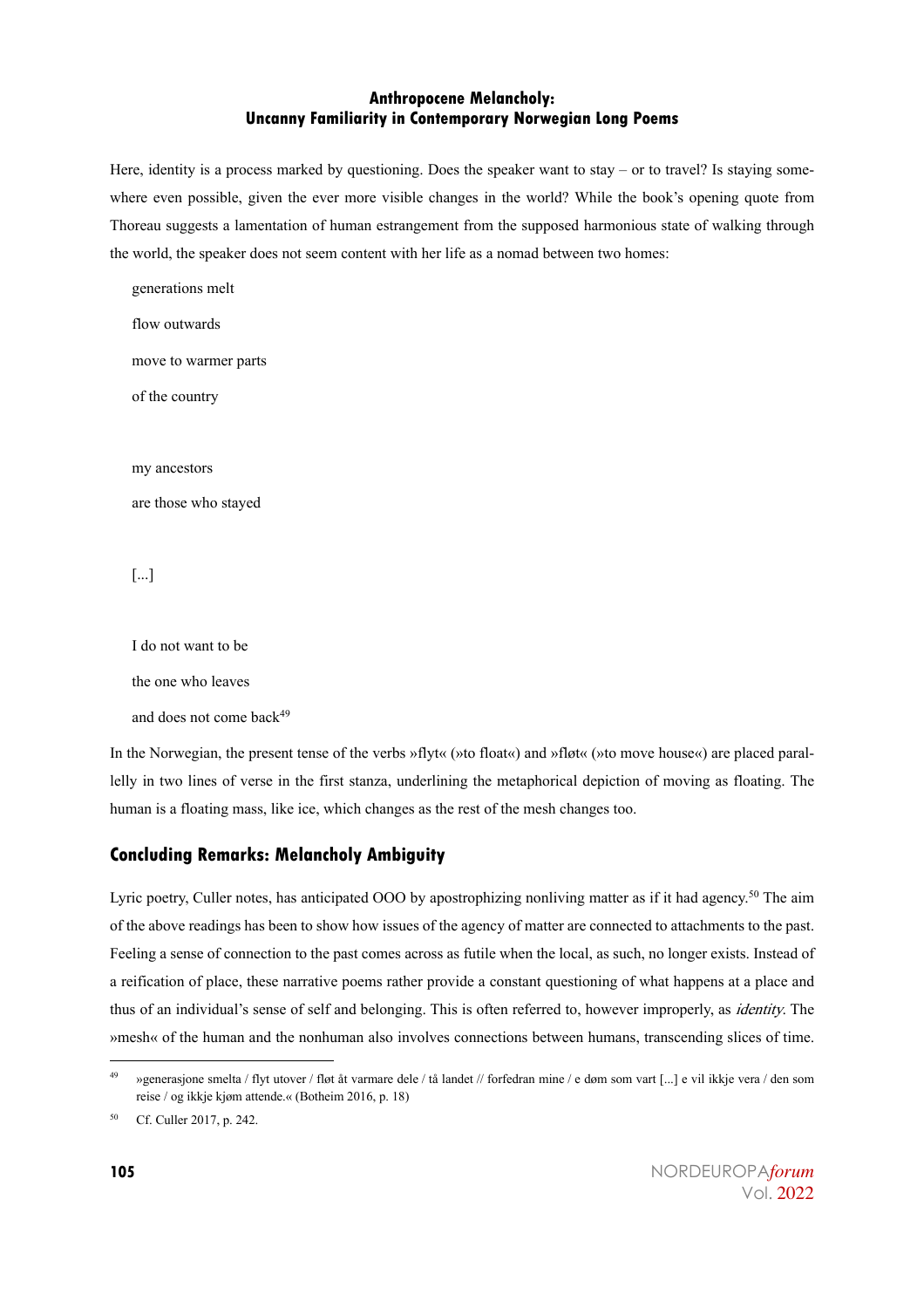Here, identity is a process marked by questioning. Does the speaker want to stay – or to travel? Is staying somewhere even possible, given the ever more visible changes in the world? While the book's opening quote from Thoreau suggests a lamentation of human estrangement from the supposed harmonious state of walking through the world, the speaker does not seem content with her life as a nomad between two homes:

> generations melt
>
> flow outwards
>
> move to warmer parts
>
> of the country
>
>
> my ancestors
>
> are those who stayed
>
>
> [...]
>
>
> I do not want to be
>
> the one who leaves
>
> and does not come back[49]

In the Norwegian, the present tense of the verbs »flyt« (»to float«) and »fløt« (»to move house«) are placed parallelly in two lines of verse in the first stanza, underlining the metaphorical depiction of moving as floating. The human is a floating mass, like ice, which changes as the rest of the mesh changes too.

## Concluding Remarks: Melancholy Ambiguity

Lyric poetry, Culler notes, has anticipated OOO by apostrophizing nonliving matter as if it had agency.[50] The aim of the above readings has been to show how issues of the agency of matter are connected to attachments to the past. Feeling a sense of connection to the past comes across as futile when the local, as such, no longer exists. Instead of a reification of place, these narrative poems rather provide a constant questioning of what happens at a place and thus of an individual's sense of self and belonging. This is often referred to, however improperly, as *identity*. The »mesh« of the human and the nonhuman also involves connections between humans, transcending slices of time.

---

[49] »generasjone smelta / flyt utover / fløt åt varmare dele / tå landet // forfedran mine / e døm som vart [...] e vil ikkje vera / den som reise / og ikkje kjøm attende.« (Botheim 2016, p. 18)

[50] Cf. Culler 2017, p. 242.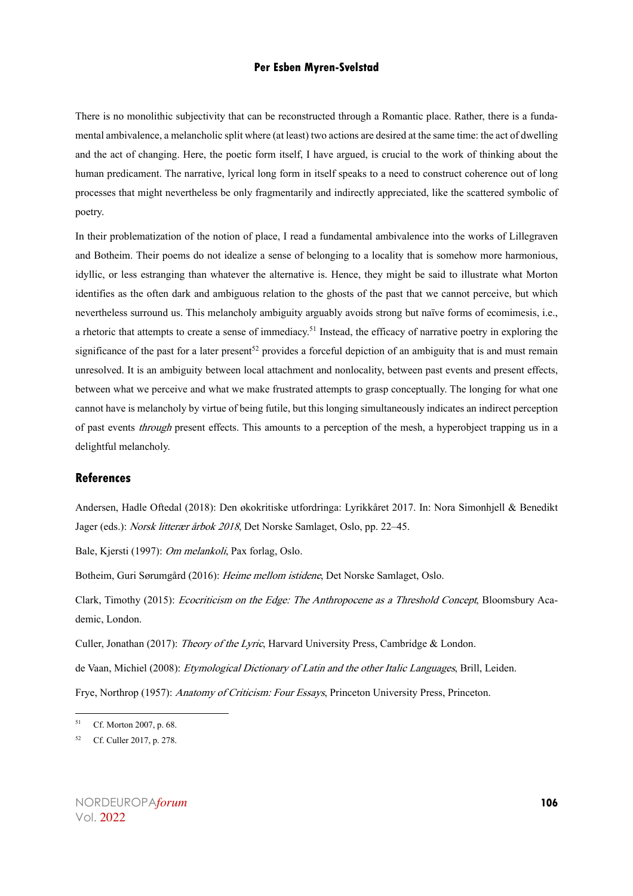There is no monolithic subjectivity that can be reconstructed through a Romantic place. Rather, there is a fundamental ambivalence, a melancholic split where (at least) two actions are desired at the same time: the act of dwelling and the act of changing. Here, the poetic form itself, I have argued, is crucial to the work of thinking about the human predicament. The narrative, lyrical long form in itself speaks to a need to construct coherence out of long processes that might nevertheless be only fragmentarily and indirectly appreciated, like the scattered symbolic of poetry.

In their problematization of the notion of place, I read a fundamental ambivalence into the works of Lillegraven and Botheim. Their poems do not idealize a sense of belonging to a locality that is somehow more harmonious, idyllic, or less estranging than whatever the alternative is. Hence, they might be said to illustrate what Morton identifies as the often dark and ambiguous relation to the ghosts of the past that we cannot perceive, but which nevertheless surround us. This melancholy ambiguity arguably avoids strong but naïve forms of ecomimesis, i.e., a rhetoric that attempts to create a sense of immediacy.[51] Instead, the efficacy of narrative poetry in exploring the significance of the past for a later present[52] provides a forceful depiction of an ambiguity that is and must remain unresolved. It is an ambiguity between local attachment and nonlocality, between past events and present effects, between what we perceive and what we make frustrated attempts to grasp conceptually. The longing for what one cannot have is melancholy by virtue of being futile, but this longing simultaneously indicates an indirect perception of past events *through* present effects. This amounts to a perception of the mesh, a hyperobject trapping us in a delightful melancholy.

## References

Andersen, Hadle Oftedal (2018): Den økokritiske utfordringa: Lyrikkåret 2017. In: Nora Simonhjell & Benedikt Jager (eds.): *Norsk litterær årbok 2018*, Det Norske Samlaget, Oslo, pp. 22–45.

Bale, Kjersti (1997): *Om melankoli*, Pax forlag, Oslo.

Botheim, Guri Sørumgård (2016): *Heime mellom istidene*, Det Norske Samlaget, Oslo.

Clark, Timothy (2015): *Ecocriticism on the Edge: The Anthropocene as a Threshold Concept*, Bloomsbury Academic, London.

Culler, Jonathan (2017): *Theory of the Lyric*, Harvard University Press, Cambridge & London.

de Vaan, Michiel (2008): *Etymological Dictionary of Latin and the other Italic Languages*, Brill, Leiden.

Frye, Northrop (1957): *Anatomy of Criticism: Four Essays*, Princeton University Press, Princeton.

---

[51] Cf. Morton 2007, p. 68.

[52] Cf. Culler 2017, p. 278.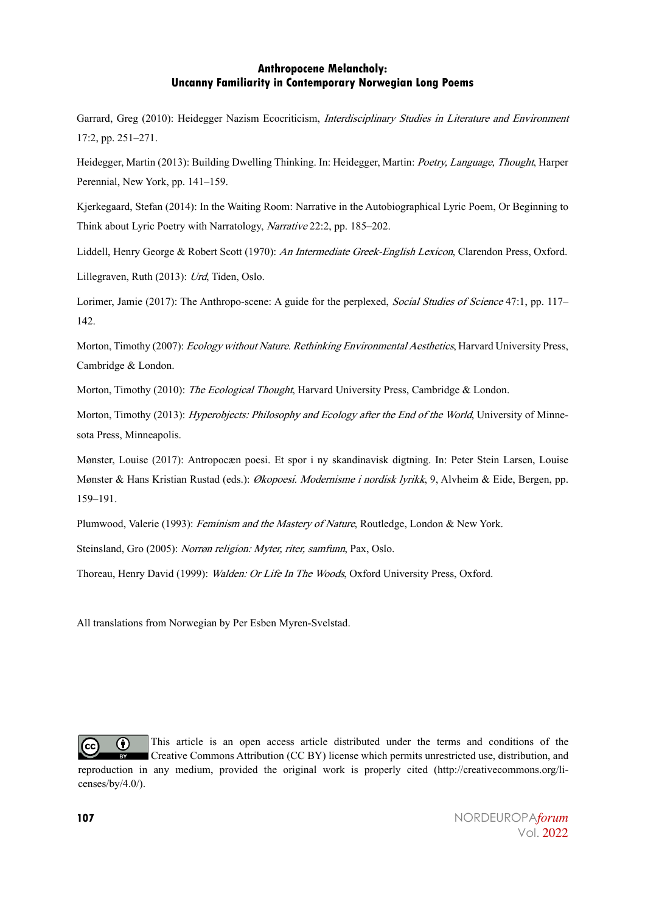Garrard, Greg (2010): Heidegger Nazism Ecocriticism, *Interdisciplinary Studies in Literature and Environment* 17:2, pp. 251–271.

Heidegger, Martin (2013): Building Dwelling Thinking. In: Heidegger, Martin: *Poetry, Language, Thought*, Harper Perennial, New York, pp. 141–159.

Kjerkegaard, Stefan (2014): In the Waiting Room: Narrative in the Autobiographical Lyric Poem, Or Beginning to Think about Lyric Poetry with Narratology, *Narrative* 22:2, pp. 185–202.

Liddell, Henry George & Robert Scott (1970): *An Intermediate Greek-English Lexicon*, Clarendon Press, Oxford.

Lillegraven, Ruth (2013): *Urd*, Tiden, Oslo.

Lorimer, Jamie (2017): The Anthropo-scene: A guide for the perplexed, *Social Studies of Science* 47:1, pp. 117–142.

Morton, Timothy (2007): *Ecology without Nature. Rethinking Environmental Aesthetics*, Harvard University Press, Cambridge & London.

Morton, Timothy (2010): *The Ecological Thought*, Harvard University Press, Cambridge & London.

Morton, Timothy (2013): *Hyperobjects: Philosophy and Ecology after the End of the World*, University of Minnesota Press, Minneapolis.

Mønster, Louise (2017): Antropocæn poesi. Et spor i ny skandinavisk digtning. In: Peter Stein Larsen, Louise Mønster & Hans Kristian Rustad (eds.): *Økopoesi. Modernisme i nordisk lyrikk*, 9, Alvheim & Eide, Bergen, pp. 159–191.

Plumwood, Valerie (1993): *Feminism and the Mastery of Nature*, Routledge, London & New York.

Steinsland, Gro (2005): *Norrøn religion: Myter, riter, samfunn*, Pax, Oslo.

Thoreau, Henry David (1999): *Walden: Or Life In The Woods*, Oxford University Press, Oxford.

All translations from Norwegian by Per Esben Myren-Svelstad.

This article is an open access article distributed under the terms and conditions of the Creative Commons Attribution (CC BY) license which permits unrestricted use, distribution, and reproduction in any medium, provided the original work is properly cited (http://creativecommons.org/licenses/by/4.0/).